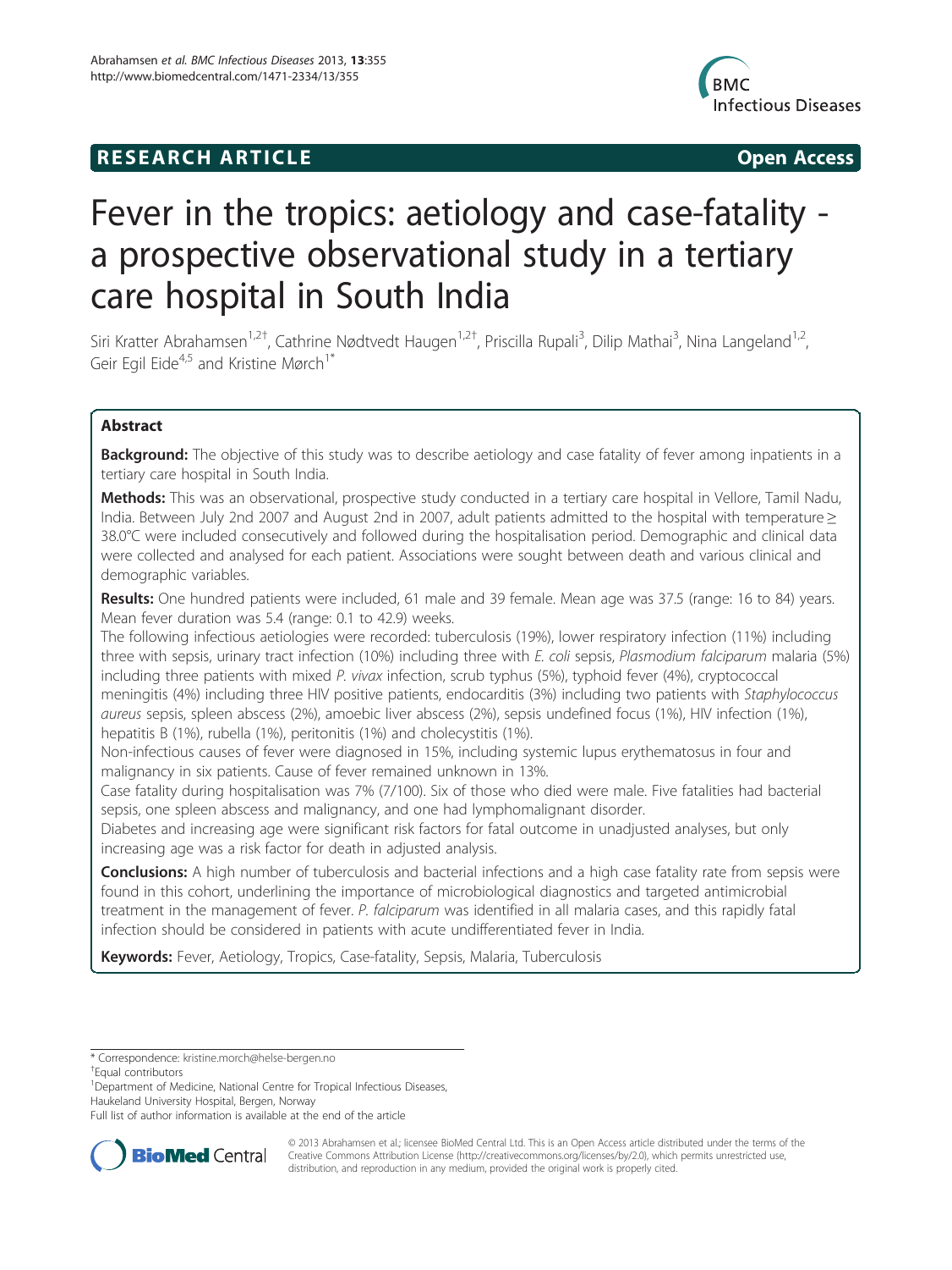RESEARCH ARTICLE Open Access

# Fever in the tropics: aetiology and case-fatality - a prospective observational study in a tertiary care hospital in South India

Siri Kratter Abrahamsen[1,2†], Cathrine Nødtvedt Haugen[1,2†], Priscilla Rupali[3], Dilip Mathai[3], Nina Langeland[1,2], Geir Egil Eide[4,5] and Kristine Mørch[1*]

## Abstract

**Background:** The objective of this study was to describe aetiology and case fatality of fever among inpatients in a tertiary care hospital in South India.

**Methods:** This was an observational, prospective study conducted in a tertiary care hospital in Vellore, Tamil Nadu, India. Between July 2nd 2007 and August 2nd in 2007, adult patients admitted to the hospital with temperature ≥ 38.0°C were included consecutively and followed during the hospitalisation period. Demographic and clinical data were collected and analysed for each patient. Associations were sought between death and various clinical and demographic variables.

**Results:** One hundred patients were included, 61 male and 39 female. Mean age was 37.5 (range: 16 to 84) years. Mean fever duration was 5.4 (range: 0.1 to 42.9) weeks.

The following infectious aetiologies were recorded: tuberculosis (19%), lower respiratory infection (11%) including three with sepsis, urinary tract infection (10%) including three with *E. coli* sepsis, *Plasmodium falciparum* malaria (5%) including three patients with mixed *P. vivax* infection, scrub typhus (5%), typhoid fever (4%), cryptococcal meningitis (4%) including three HIV positive patients, endocarditis (3%) including two patients with *Staphylococcus aureus* sepsis, spleen abscess (2%), amoebic liver abscess (2%), sepsis undefined focus (1%), HIV infection (1%), hepatitis B (1%), rubella (1%), peritonitis (1%) and cholecystitis (1%).

Non-infectious causes of fever were diagnosed in 15%, including systemic lupus erythematosus in four and malignancy in six patients. Cause of fever remained unknown in 13%.

Case fatality during hospitalisation was 7% (7/100). Six of those who died were male. Five fatalities had bacterial sepsis, one spleen abscess and malignancy, and one had lymphomalignant disorder.

Diabetes and increasing age were significant risk factors for fatal outcome in unadjusted analyses, but only increasing age was a risk factor for death in adjusted analysis.

**Conclusions:** A high number of tuberculosis and bacterial infections and a high case fatality rate from sepsis were found in this cohort, underlining the importance of microbiological diagnostics and targeted antimicrobial treatment in the management of fever. *P. falciparum* was identified in all malaria cases, and this rapidly fatal infection should be considered in patients with acute undifferentiated fever in India.

**Keywords:** Fever, Aetiology, Tropics, Case-fatality, Sepsis, Malaria, Tuberculosis

---

\* Correspondence: kristine.morch@helse-bergen.no

†Equal contributors

[1]Department of Medicine, National Centre for Tropical Infectious Diseases, Haukeland University Hospital, Bergen, Norway

Full list of author information is available at the end of the article

© 2013 Abrahamsen et al.; licensee BioMed Central Ltd. This is an Open Access article distributed under the terms of the Creative Commons Attribution License (http://creativecommons.org/licenses/by/2.0), which permits unrestricted use, distribution, and reproduction in any medium, provided the original work is properly cited.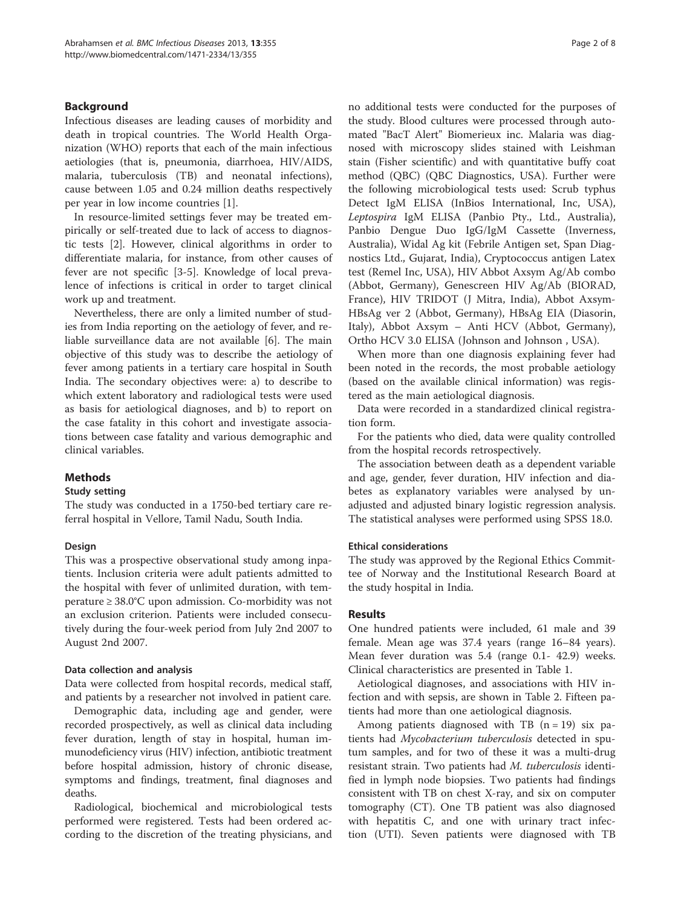## Background

Infectious diseases are leading causes of morbidity and death in tropical countries. The World Health Organization (WHO) reports that each of the main infectious aetiologies (that is, pneumonia, diarrhoea, HIV/AIDS, malaria, tuberculosis (TB) and neonatal infections), cause between 1.05 and 0.24 million deaths respectively per year in low income countries [1].

In resource-limited settings fever may be treated empirically or self-treated due to lack of access to diagnostic tests [2]. However, clinical algorithms in order to differentiate malaria, for instance, from other causes of fever are not specific [3-5]. Knowledge of local prevalence of infections is critical in order to target clinical work up and treatment.

Nevertheless, there are only a limited number of studies from India reporting on the aetiology of fever, and reliable surveillance data are not available [6]. The main objective of this study was to describe the aetiology of fever among patients in a tertiary care hospital in South India. The secondary objectives were: a) to describe to which extent laboratory and radiological tests were used as basis for aetiological diagnoses, and b) to report on the case fatality in this cohort and investigate associations between case fatality and various demographic and clinical variables.

## Methods

### Study setting

The study was conducted in a 1750-bed tertiary care referral hospital in Vellore, Tamil Nadu, South India.

### Design

This was a prospective observational study among inpatients. Inclusion criteria were adult patients admitted to the hospital with fever of unlimited duration, with temperature ≥ 38.0°C upon admission. Co-morbidity was not an exclusion criterion. Patients were included consecutively during the four-week period from July 2nd 2007 to August 2nd 2007.

### Data collection and analysis

Data were collected from hospital records, medical staff, and patients by a researcher not involved in patient care.

Demographic data, including age and gender, were recorded prospectively, as well as clinical data including fever duration, length of stay in hospital, human immunodeficiency virus (HIV) infection, antibiotic treatment before hospital admission, history of chronic disease, symptoms and findings, treatment, final diagnoses and deaths.

Radiological, biochemical and microbiological tests performed were registered. Tests had been ordered according to the discretion of the treating physicians, and no additional tests were conducted for the purposes of the study. Blood cultures were processed through automated "BacT Alert" Biomerieux inc. Malaria was diagnosed with microscopy slides stained with Leishman stain (Fisher scientific) and with quantitative buffy coat method (QBC) (QBC Diagnostics, USA). Further were the following microbiological tests used: Scrub typhus Detect IgM ELISA (InBios International, Inc, USA), *Leptospira* IgM ELISA (Panbio Pty., Ltd., Australia), Panbio Dengue Duo IgG/IgM Cassette (Inverness, Australia), Widal Ag kit (Febrile Antigen set, Span Diagnostics Ltd., Gujarat, India), Cryptococcus antigen Latex test (Remel Inc, USA), HIV Abbot Axsym Ag/Ab combo (Abbot, Germany), Genescreen HIV Ag/Ab (BIORAD, France), HIV TRIDOT (J Mitra, India), Abbot Axsym-HBsAg ver 2 (Abbot, Germany), HBsAg EIA (Diasorin, Italy), Abbot Axsym – Anti HCV (Abbot, Germany), Ortho HCV 3.0 ELISA (Johnson and Johnson , USA).

When more than one diagnosis explaining fever had been noted in the records, the most probable aetiology (based on the available clinical information) was registered as the main aetiological diagnosis.

Data were recorded in a standardized clinical registration form.

For the patients who died, data were quality controlled from the hospital records retrospectively.

The association between death as a dependent variable and age, gender, fever duration, HIV infection and diabetes as explanatory variables were analysed by unadjusted and adjusted binary logistic regression analysis. The statistical analyses were performed using SPSS 18.0.

### Ethical considerations

The study was approved by the Regional Ethics Committee of Norway and the Institutional Research Board at the study hospital in India.

## Results

One hundred patients were included, 61 male and 39 female. Mean age was 37.4 years (range 16–84 years). Mean fever duration was 5.4 (range 0.1- 42.9) weeks. Clinical characteristics are presented in Table 1.

Aetiological diagnoses, and associations with HIV infection and with sepsis, are shown in Table 2. Fifteen patients had more than one aetiological diagnosis.

Among patients diagnosed with TB (n = 19) six patients had *Mycobacterium tuberculosis* detected in sputum samples, and for two of these it was a multi-drug resistant strain. Two patients had *M. tuberculosis* identified in lymph node biopsies. Two patients had findings consistent with TB on chest X-ray, and six on computer tomography (CT). One TB patient was also diagnosed with hepatitis C, and one with urinary tract infection (UTI). Seven patients were diagnosed with TB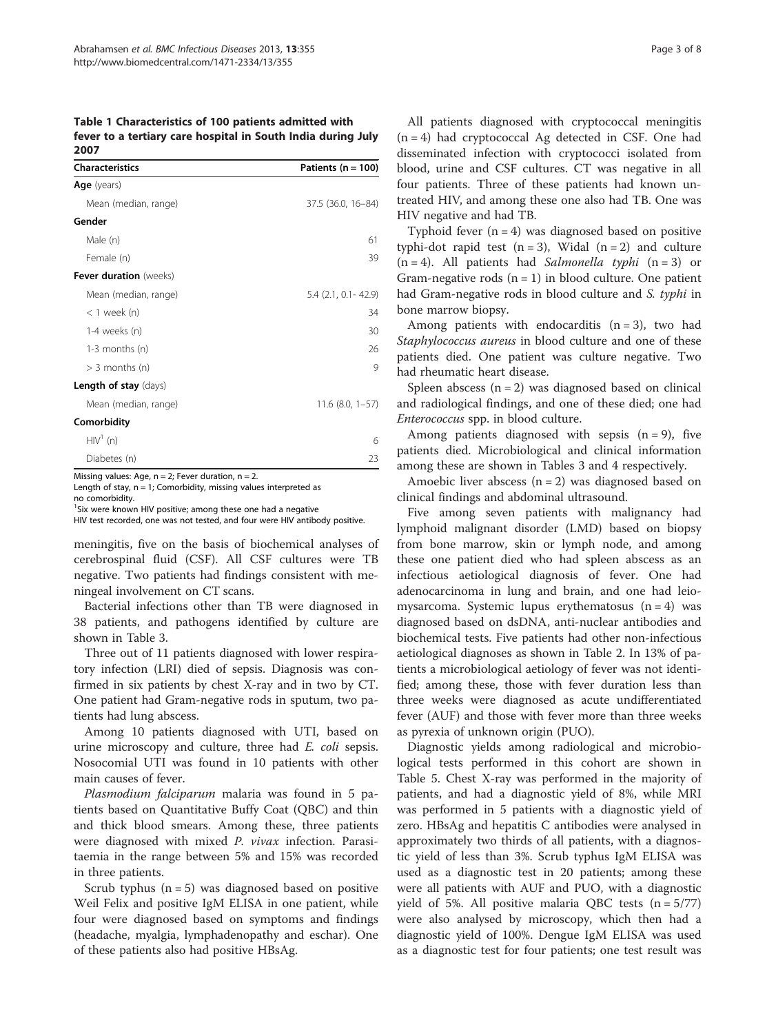**Table 1 Characteristics of 100 patients admitted with fever to a tertiary care hospital in South India during July 2007**

| Characteristics | Patients (n = 100) |
|---|---|
| **Age** (years) | |
| Mean (median, range) | 37.5 (36.0, 16–84) |
| **Gender** | |
| Male (n) | 61 |
| Female (n) | 39 |
| **Fever duration** (weeks) | |
| Mean (median, range) | 5.4 (2.1, 0.1- 42.9) |
| < 1 week (n) | 34 |
| 1-4 weeks (n) | 30 |
| 1-3 months (n) | 26 |
| > 3 months (n) | 9 |
| **Length of stay** (days) | |
| Mean (median, range) | 11.6 (8.0, 1–57) |
| **Comorbidity** | |
| HIV[1] (n) | 6 |
| Diabetes (n) | 23 |

Missing values: Age, n = 2; Fever duration, n = 2.
Length of stay, n = 1; Comorbidity, missing values interpreted as no comorbidity.
[1]Six were known HIV positive; among these one had a negative HIV test recorded, one was not tested, and four were HIV antibody positive.

meningitis, five on the basis of biochemical analyses of cerebrospinal fluid (CSF). All CSF cultures were TB negative. Two patients had findings consistent with meningeal involvement on CT scans.

Bacterial infections other than TB were diagnosed in 38 patients, and pathogens identified by culture are shown in Table 3.

Three out of 11 patients diagnosed with lower respiratory infection (LRI) died of sepsis. Diagnosis was confirmed in six patients by chest X-ray and in two by CT. One patient had Gram-negative rods in sputum, two patients had lung abscess.

Among 10 patients diagnosed with UTI, based on urine microscopy and culture, three had *E. coli* sepsis. Nosocomial UTI was found in 10 patients with other main causes of fever.

*Plasmodium falciparum* malaria was found in 5 patients based on Quantitative Buffy Coat (QBC) and thin and thick blood smears. Among these, three patients were diagnosed with mixed *P. vivax* infection. Parasitaemia in the range between 5% and 15% was recorded in three patients.

Scrub typhus (n = 5) was diagnosed based on positive Weil Felix and positive IgM ELISA in one patient, while four were diagnosed based on symptoms and findings (headache, myalgia, lymphadenopathy and eschar). One of these patients also had positive HBsAg.

All patients diagnosed with cryptococcal meningitis (n = 4) had cryptococcal Ag detected in CSF. One had disseminated infection with cryptococci isolated from blood, urine and CSF cultures. CT was negative in all four patients. Three of these patients had known untreated HIV, and among these one also had TB. One was HIV negative and had TB.

Typhoid fever (n = 4) was diagnosed based on positive typhi-dot rapid test (n = 3), Widal (n = 2) and culture (n = 4). All patients had *Salmonella typhi* (n = 3) or Gram-negative rods (n = 1) in blood culture. One patient had Gram-negative rods in blood culture and *S. typhi* in bone marrow biopsy.

Among patients with endocarditis (n = 3), two had *Staphylococcus aureus* in blood culture and one of these patients died. One patient was culture negative. Two had rheumatic heart disease.

Spleen abscess (n = 2) was diagnosed based on clinical and radiological findings, and one of these died; one had *Enterococcus* spp. in blood culture.

Among patients diagnosed with sepsis (n = 9), five patients died. Microbiological and clinical information among these are shown in Tables 3 and 4 respectively.

Amoebic liver abscess (n = 2) was diagnosed based on clinical findings and abdominal ultrasound.

Five among seven patients with malignancy had lymphoid malignant disorder (LMD) based on biopsy from bone marrow, skin or lymph node, and among these one patient died who had spleen abscess as an infectious aetiological diagnosis of fever. One had adenocarcinoma in lung and brain, and one had leiomysarcoma. Systemic lupus erythematosus (n = 4) was diagnosed based on dsDNA, anti-nuclear antibodies and biochemical tests. Five patients had other non-infectious aetiological diagnoses as shown in Table 2. In 13% of patients a microbiological aetiology of fever was not identified; among these, those with fever duration less than three weeks were diagnosed as acute undifferentiated fever (AUF) and those with fever more than three weeks as pyrexia of unknown origin (PUO).

Diagnostic yields among radiological and microbiological tests performed in this cohort are shown in Table 5. Chest X-ray was performed in the majority of patients, and had a diagnostic yield of 8%, while MRI was performed in 5 patients with a diagnostic yield of zero. HBsAg and hepatitis C antibodies were analysed in approximately two thirds of all patients, with a diagnostic yield of less than 3%. Scrub typhus IgM ELISA was used as a diagnostic test in 20 patients; among these were all patients with AUF and PUO, with a diagnostic yield of 5%. All positive malaria QBC tests (n = 5/77) were also analysed by microscopy, which then had a diagnostic yield of 100%. Dengue IgM ELISA was used as a diagnostic test for four patients; one test result was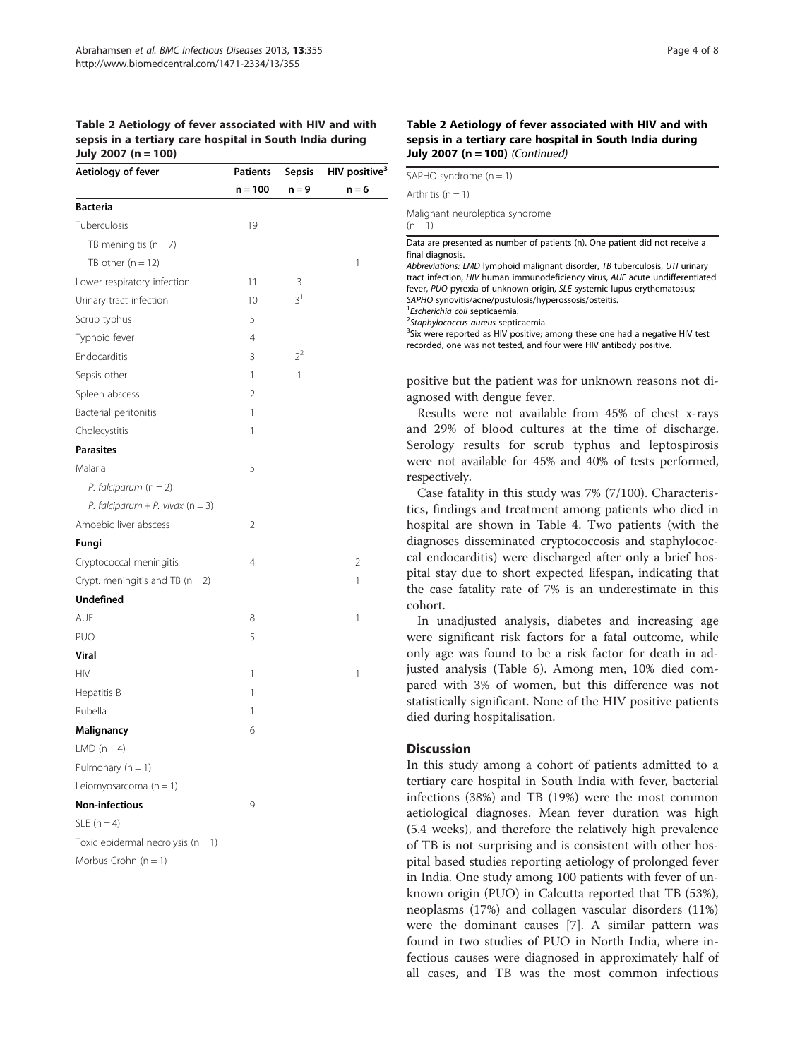**Table 2 Aetiology of fever associated with HIV and with sepsis in a tertiary care hospital in South India during July 2007 (n = 100)**

| Aetiology of fever | Patients | Sepsis | HIV positive[3] |
|---|---|---|---|
| | n = 100 | n = 9 | n = 6 |
| **Bacteria** | | | |
| Tuberculosis | 19 | | |
| TB meningitis (n = 7) | | | |
| TB other (n = 12) | | | 1 |
| Lower respiratory infection | 11 | 3 | |
| Urinary tract infection | 10 | 3[1] | |
| Scrub typhus | 5 | | |
| Typhoid fever | 4 | | |
| Endocarditis | 3 | 2[2] | |
| Sepsis other | 1 | 1 | |
| Spleen abscess | 2 | | |
| Bacterial peritonitis | 1 | | |
| Cholecystitis | 1 | | |
| **Parasites** | | | |
| Malaria | 5 | | |
| *P. falciparum* (n = 2) | | | |
| *P. falciparum* + *P. vivax* (n = 3) | | | |
| Amoebic liver abscess | 2 | | |
| **Fungi** | | | |
| Cryptococcal meningitis | 4 | | 2 |
| Crypt. meningitis and TB (n = 2) | | | 1 |
| **Undefined** | | | |
| AUF | 8 | | 1 |
| PUO | 5 | | |
| **Viral** | | | |
| HIV | 1 | | 1 |
| Hepatitis B | 1 | | |
| Rubella | 1 | | |
| **Malignancy** | 6 | | |
| LMD (n = 4) | | | |
| Pulmonary (n = 1) | | | |
| Leiomyosarcoma (n = 1) | | | |
| **Non-infectious** | 9 | | |
| SLE (n = 4) | | | |
| Toxic epidermal necrolysis (n = 1) | | | |
| Morbus Crohn (n = 1) | | | |
| SAPHO syndrome (n = 1) | | | |
| Arthritis (n = 1) | | | |
| Malignant neuroleptica syndrome (n = 1) | | | |

Data are presented as number of patients (n). One patient did not receive a final diagnosis.
*Abbreviations: LMD* lymphoid malignant disorder, *TB* tuberculosis, *UTI* urinary tract infection, *HIV* human immunodeficiency virus, *AUF* acute undifferentiated fever, *PUO* pyrexia of unknown origin, *SLE* systemic lupus erythematosus; *SAPHO* synovitis/acne/pustulosis/hyperossosis/osteitis.
[1]*Escherichia coli* septicaemia.
[2]*Staphylococcus aureus* septicaemia.
[3]Six were reported as HIV positive; among these one had a negative HIV test recorded, one was not tested, and four were HIV antibody positive.

positive but the patient was for unknown reasons not diagnosed with dengue fever.

Results were not available from 45% of chest x-rays and 29% of blood cultures at the time of discharge. Serology results for scrub typhus and leptospirosis were not available for 45% and 40% of tests performed, respectively.

Case fatality in this study was 7% (7/100). Characteristics, findings and treatment among patients who died in hospital are shown in Table 4. Two patients (with the diagnoses disseminated cryptococcosis and staphylococcal endocarditis) were discharged after only a brief hospital stay due to short expected lifespan, indicating that the case fatality rate of 7% is an underestimate in this cohort.

In unadjusted analysis, diabetes and increasing age were significant risk factors for a fatal outcome, while only age was found to be a risk factor for death in adjusted analysis (Table 6). Among men, 10% died compared with 3% of women, but this difference was not statistically significant. None of the HIV positive patients died during hospitalisation.

## Discussion

In this study among a cohort of patients admitted to a tertiary care hospital in South India with fever, bacterial infections (38%) and TB (19%) were the most common aetiological diagnoses. Mean fever duration was high (5.4 weeks), and therefore the relatively high prevalence of TB is not surprising and is consistent with other hospital based studies reporting aetiology of prolonged fever in India. One study among 100 patients with fever of unknown origin (PUO) in Calcutta reported that TB (53%), neoplasms (17%) and collagen vascular disorders (11%) were the dominant causes [7]. A similar pattern was found in two studies of PUO in North India, where infectious causes were diagnosed in approximately half of all cases, and TB was the most common infectious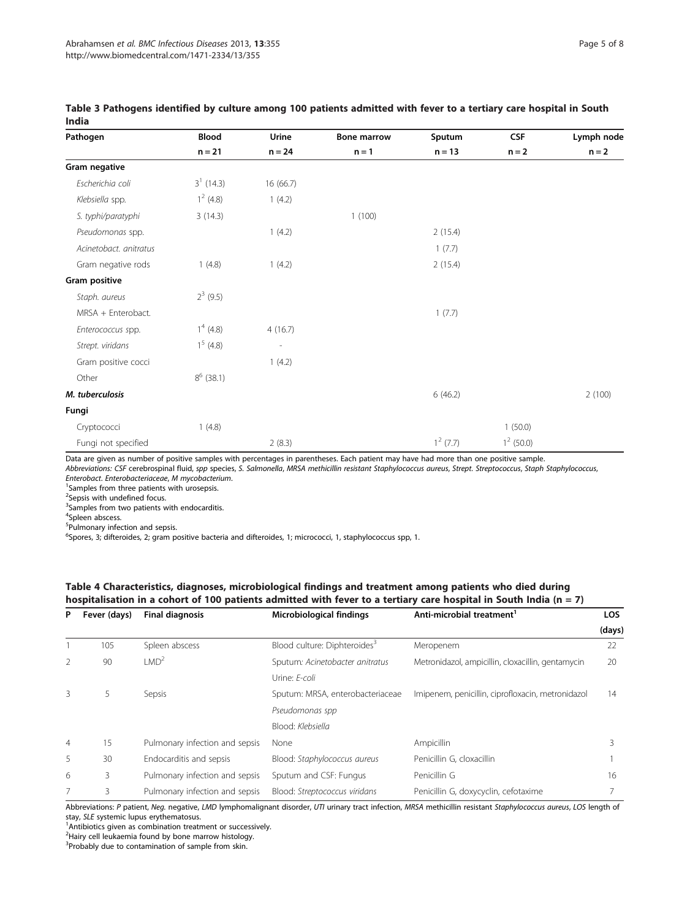**Table 3 Pathogens identified by culture among 100 patients admitted with fever to a tertiary care hospital in South India**

| Pathogen | Blood | Urine | Bone marrow | Sputum | CSF | Lymph node |
|---|---|---|---|---|---|---|
| | n = 21 | n = 24 | n = 1 | n = 13 | n = 2 | n = 2 |
| **Gram negative** | | | | | | |
| *Escherichia coli* | 3[1] (14.3) | 16 (66.7) | | | | |
| *Klebsiella* spp. | 1[2] (4.8) | 1 (4.2) | | | | |
| *S. typhi/paratyphi* | 3 (14.3) | | 1 (100) | | | |
| *Pseudomonas* spp. | | 1 (4.2) | | 2 (15.4) | | |
| *Acinetobact. anitratus* | | | | 1 (7.7) | | |
| Gram negative rods | 1 (4.8) | 1 (4.2) | | 2 (15.4) | | |
| **Gram positive** | | | | | | |
| *Staph. aureus* | 2[3] (9.5) | | | | | |
| MRSA + Enterobact. | | | | 1 (7.7) | | |
| *Enterococcus* spp. | 1[4] (4.8) | 4 (16.7) | | | | |
| *Strept. viridans* | 1[5] (4.8) | - | | | | |
| Gram positive cocci | | 1 (4.2) | | | | |
| Other | 8[6] (38.1) | | | | | |
| ***M. tuberculosis*** | | | | 6 (46.2) | | 2 (100) |
| **Fungi** | | | | | | |
| Cryptococci | 1 (4.8) | | | | 1 (50.0) | |
| Fungi not specified | | 2 (8.3) | | 1[2] (7.7) | 1[2] (50.0) | |

Data are given as number of positive samples with percentages in parentheses. Each patient may have had more than one positive sample.
*Abbreviations: CSF* cerebrospinal fluid, *spp* species, *S. Salmonella*, *MRSA methicillin resistant Staphylococcus aureus*, *Strept. Streptococcus*, *Staph Staphylococcus*, *Enterobact. Enterobacteriaceae*, *M mycobacterium*.
[1]Samples from three patients with urosepsis.
[2]Sepsis with undefined focus.
[3]Samples from two patients with endocarditis.
[4]Spleen abscess.
[5]Pulmonary infection and sepsis.
[6]Spores, 3; difteroides, 2; gram positive bacteria and difteroides, 1; micrococci, 1, staphylococcus spp, 1.

**Table 4 Characteristics, diagnoses, microbiological findings and treatment among patients who died during hospitalisation in a cohort of 100 patients admitted with fever to a tertiary care hospital in South India (n = 7)**

| P | Fever (days) | Final diagnosis | Microbiological findings | Anti-microbial treatment[1] | LOS (days) |
|---|---|---|---|---|---|
| 1 | 105 | Spleen abscess | Blood culture: Diphteroides[3] | Meropenem | 22 |
| 2 | 90 | LMD[2] | Sputum: *Acinetobacter anitratus*<br>Urine: *E-coli* | Metronidazol, ampicillin, cloxacillin, gentamycin | 20 |
| 3 | 5 | Sepsis | Sputum: MRSA, enterobacteriaceae<br>*Pseudomonas spp*<br>Blood: *Klebsiella* | Imipenem, penicillin, ciprofloxacin, metronidazol | 14 |
| 4 | 15 | Pulmonary infection and sepsis | None | Ampicillin | 3 |
| 5 | 30 | Endocarditis and sepsis | Blood: *Staphylococcus aureus* | Penicillin G, cloxacillin | 1 |
| 6 | 3 | Pulmonary infection and sepsis | Sputum and CSF: Fungus | Penicillin G | 16 |
| 7 | 3 | Pulmonary infection and sepsis | Blood: *Streptococcus viridans* | Penicillin G, doxycyclin, cefotaxime | 7 |

Abbreviations: *P* patient, *Neg.* negative, *LMD* lymphomalignant disorder, *UTI* urinary tract infection, *MRSA* methicillin resistant *Staphylococcus aureus*, *LOS* length of stay, *SLE* systemic lupus erythematosus.
[1]Antibiotics given as combination treatment or successively.
[2]Hairy cell leukaemia found by bone marrow histology.
[3]Probably due to contamination of sample from skin.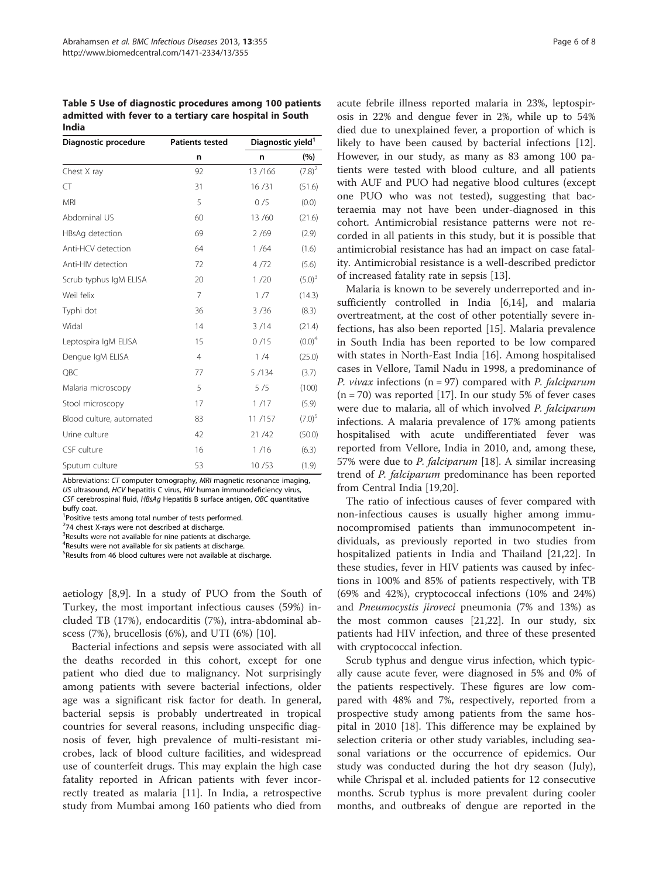**Table 5 Use of diagnostic procedures among 100 patients admitted with fever to a tertiary care hospital in South India**

| Diagnostic procedure | Patients tested | Diagnostic yield[1] | |
|---|---|---|---|
| | n | n | (%) |
| Chest X ray | 92 | 13 /166 | (7.8)[2] |
| CT | 31 | 16 /31 | (51.6) |
| MRI | 5 | 0 /5 | (0.0) |
| Abdominal US | 60 | 13 /60 | (21.6) |
| HBsAg detection | 69 | 2 /69 | (2.9) |
| Anti-HCV detection | 64 | 1 /64 | (1.6) |
| Anti-HIV detection | 72 | 4 /72 | (5.6) |
| Scrub typhus IgM ELISA | 20 | 1 /20 | (5.0)[3] |
| Weil felix | 7 | 1 /7 | (14.3) |
| Typhi dot | 36 | 3 /36 | (8.3) |
| Widal | 14 | 3 /14 | (21.4) |
| Leptospira IgM ELISA | 15 | 0 /15 | (0.0)[4] |
| Dengue IgM ELISA | 4 | 1 /4 | (25.0) |
| QBC | 77 | 5 /134 | (3.7) |
| Malaria microscopy | 5 | 5 /5 | (100) |
| Stool microscopy | 17 | 1 /17 | (5.9) |
| Blood culture, automated | 83 | 11 /157 | (7.0)[5] |
| Urine culture | 42 | 21 /42 | (50.0) |
| CSF culture | 16 | 1 /16 | (6.3) |
| Sputum culture | 53 | 10 /53 | (1.9) |

Abbreviations: *CT* computer tomography, *MRI* magnetic resonance imaging, *US* ultrasound, *HCV* hepatitis C virus, *HIV* human immunodeficiency virus, *CSF* cerebrospinal fluid, *HBsAg* Hepatitis B surface antigen, *QBC* quantitative buffy coat.

[1]Positive tests among total number of tests performed.

[2]74 chest X-rays were not described at discharge.

[3]Results were not available for nine patients at discharge.

[4]Results were not available for six patients at discharge.

[5]Results from 46 blood cultures were not available at discharge.

aetiology [8,9]. In a study of PUO from the South of Turkey, the most important infectious causes (59%) included TB (17%), endocarditis (7%), intra-abdominal abscess (7%), brucellosis (6%), and UTI (6%) [10].

Bacterial infections and sepsis were associated with all the deaths recorded in this cohort, except for one patient who died due to malignancy. Not surprisingly among patients with severe bacterial infections, older age was a significant risk factor for death. In general, bacterial sepsis is probably undertreated in tropical countries for several reasons, including unspecific diagnosis of fever, high prevalence of multi-resistant microbes, lack of blood culture facilities, and widespread use of counterfeit drugs. This may explain the high case fatality reported in African patients with fever incorrectly treated as malaria [11]. In India, a retrospective study from Mumbai among 160 patients who died from acute febrile illness reported malaria in 23%, leptospirosis in 22% and dengue fever in 2%, while up to 54% died due to unexplained fever, a proportion of which is likely to have been caused by bacterial infections [12]. However, in our study, as many as 83 among 100 patients were tested with blood culture, and all patients with AUF and PUO had negative blood cultures (except one PUO who was not tested), suggesting that bacteraemia may not have been under-diagnosed in this cohort. Antimicrobial resistance patterns were not recorded in all patients in this study, but it is possible that antimicrobial resistance has had an impact on case fatality. Antimicrobial resistance is a well-described predictor of increased fatality rate in sepsis [13].

Malaria is known to be severely underreported and insufficiently controlled in India [6,14], and malaria overtreatment, at the cost of other potentially severe infections, has also been reported [15]. Malaria prevalence in South India has been reported to be low compared with states in North-East India [16]. Among hospitalised cases in Vellore, Tamil Nadu in 1998, a predominance of *P. vivax* infections ($n = 97$) compared with *P. falciparum* ($n = 70$) was reported [17]. In our study 5% of fever cases were due to malaria, all of which involved *P. falciparum* infections. A malaria prevalence of 17% among patients hospitalised with acute undifferentiated fever was reported from Vellore, India in 2010, and, among these, 57% were due to *P. falciparum* [18]. A similar increasing trend of *P. falciparum* predominance has been reported from Central India [19,20].

The ratio of infectious causes of fever compared with non-infectious causes is usually higher among immunocompromised patients than immunocompetent individuals, as previously reported in two studies from hospitalized patients in India and Thailand [21,22]. In these studies, fever in HIV patients was caused by infections in 100% and 85% of patients respectively, with TB (69% and 42%), cryptococcal infections (10% and 24%) and *Pneumocystis jiroveci* pneumonia (7% and 13%) as the most common causes [21,22]. In our study, six patients had HIV infection, and three of these presented with cryptococcal infection.

Scrub typhus and dengue virus infection, which typically cause acute fever, were diagnosed in 5% and 0% of the patients respectively. These figures are low compared with 48% and 7%, respectively, reported from a prospective study among patients from the same hospital in 2010 [18]. This difference may be explained by selection criteria or other study variables, including seasonal variations or the occurrence of epidemics. Our study was conducted during the hot dry season (July), while Chrispal et al. included patients for 12 consecutive months. Scrub typhus is more prevalent during cooler months, and outbreaks of dengue are reported in the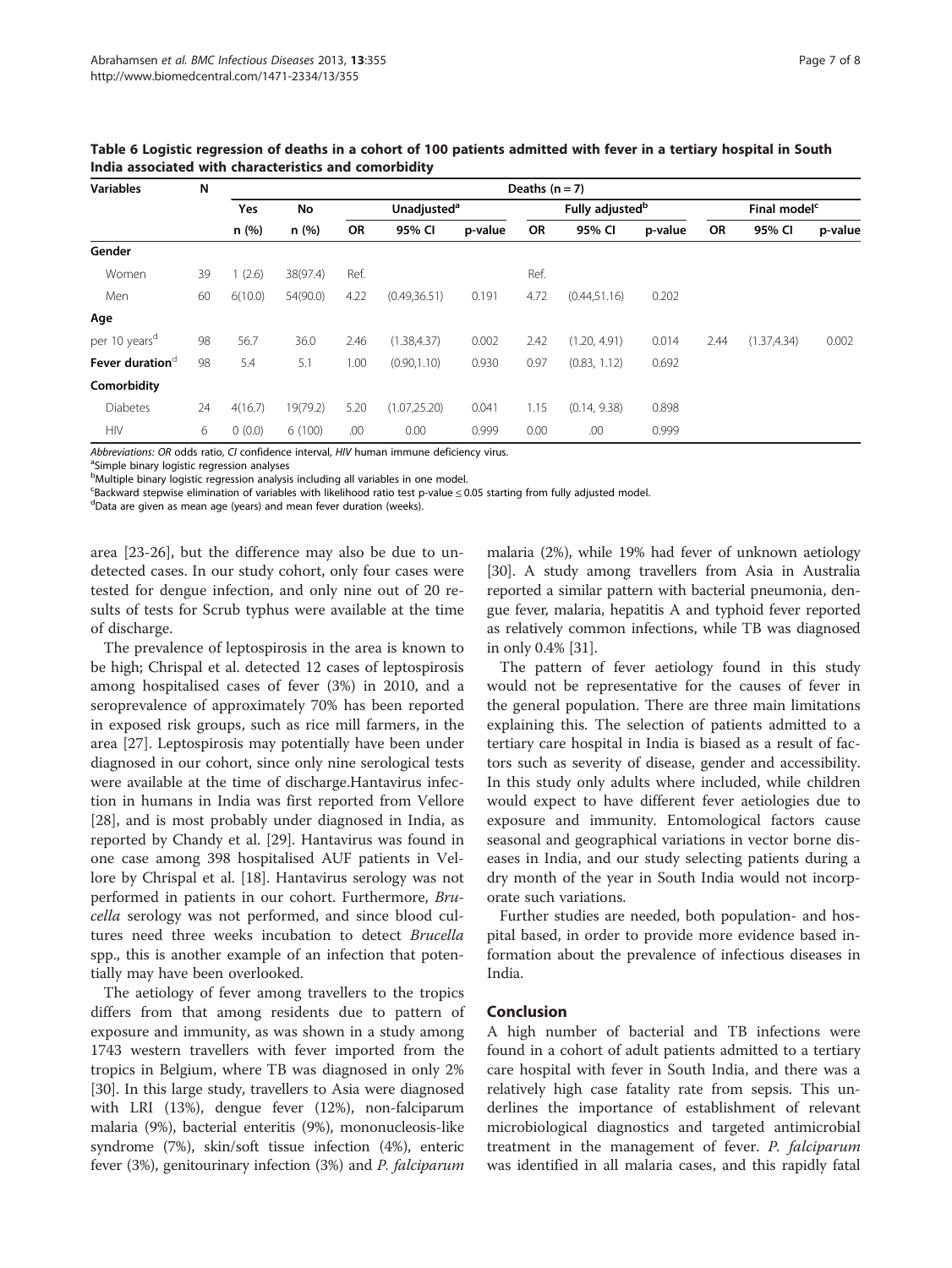**Table 6 Logistic regression of deaths in a cohort of 100 patients admitted with fever in a tertiary hospital in South India associated with characteristics and comorbidity**

| Variables | N | Deaths (n = 7) | | | | | | | | | | |
|---|---|---|---|---|---|---|---|---|---|---|---|---|
| | | Yes | No | Unadjusted[a] | | | Fully adjusted[b] | | | Final model[c] | | |
| | | n (%) | n (%) | OR | 95% CI | p-value | OR | 95% CI | p-value | OR | 95% CI | p-value |
| **Gender** | | | | | | | | | | | | |
| Women | 39 | 1 (2.6) | 38(97.4) | Ref. | | | Ref. | | | | | |
| Men | 60 | 6(10.0) | 54(90.0) | 4.22 | (0.49,36.51) | 0.191 | 4.72 | (0.44,51.16) | 0.202 | | | |
| **Age** | | | | | | | | | | | | |
| per 10 years[d] | 98 | 56.7 | 36.0 | 2.46 | (1.38,4.37) | 0.002 | 2.42 | (1.20, 4.91) | 0.014 | 2.44 | (1.37,4.34) | 0.002 |
| **Fever duration**[d] | 98 | 5.4 | 5.1 | 1.00 | (0.90,1.10) | 0.930 | 0.97 | (0.83, 1.12) | 0.692 | | | |
| **Comorbidity** | | | | | | | | | | | | |
| Diabetes | 24 | 4(16.7) | 19(79.2) | 5.20 | (1.07,25.20) | 0.041 | 1.15 | (0.14, 9.38) | 0.898 | | | |
| HIV | 6 | 0 (0.0) | 6 (100) | .00 | 0.00 | 0.999 | 0.00 | .00 | 0.999 | | | |

*Abbreviations: OR* odds ratio, *CI* confidence interval, *HIV* human immune deficiency virus.
[a]Simple binary logistic regression analyses
[b]Multiple binary logistic regression analysis including all variables in one model.
[c]Backward stepwise elimination of variables with likelihood ratio test p-value ≤ 0.05 starting from fully adjusted model.
[d]Data are given as mean age (years) and mean fever duration (weeks).

area [23-26], but the difference may also be due to undetected cases. In our study cohort, only four cases were tested for dengue infection, and only nine out of 20 results of tests for Scrub typhus were available at the time of discharge.

The prevalence of leptospirosis in the area is known to be high; Chrispal et al. detected 12 cases of leptospirosis among hospitalised cases of fever (3%) in 2010, and a seroprevalence of approximately 70% has been reported in exposed risk groups, such as rice mill farmers, in the area [27]. Leptospirosis may potentially have been under diagnosed in our cohort, since only nine serological tests were available at the time of discharge.Hantavirus infection in humans in India was first reported from Vellore [28], and is most probably under diagnosed in India, as reported by Chandy et al. [29]. Hantavirus was found in one case among 398 hospitalised AUF patients in Vellore by Chrispal et al. [18]. Hantavirus serology was not performed in patients in our cohort. Furthermore, *Brucella* serology was not performed, and since blood cultures need three weeks incubation to detect *Brucella* spp., this is another example of an infection that potentially may have been overlooked.

The aetiology of fever among travellers to the tropics differs from that among residents due to pattern of exposure and immunity, as was shown in a study among 1743 western travellers with fever imported from the tropics in Belgium, where TB was diagnosed in only 2% [30]. In this large study, travellers to Asia were diagnosed with LRI (13%), dengue fever (12%), non-falciparum malaria (9%), bacterial enteritis (9%), mononucleosis-like syndrome (7%), skin/soft tissue infection (4%), enteric fever (3%), genitourinary infection (3%) and *P. falciparum* malaria (2%), while 19% had fever of unknown aetiology [30]. A study among travellers from Asia in Australia reported a similar pattern with bacterial pneumonia, dengue fever, malaria, hepatitis A and typhoid fever reported as relatively common infections, while TB was diagnosed in only 0.4% [31].

The pattern of fever aetiology found in this study would not be representative for the causes of fever in the general population. There are three main limitations explaining this. The selection of patients admitted to a tertiary care hospital in India is biased as a result of factors such as severity of disease, gender and accessibility. In this study only adults where included, while children would expect to have different fever aetiologies due to exposure and immunity. Entomological factors cause seasonal and geographical variations in vector borne diseases in India, and our study selecting patients during a dry month of the year in South India would not incorporate such variations.

Further studies are needed, both population- and hospital based, in order to provide more evidence based information about the prevalence of infectious diseases in India.

## Conclusion

A high number of bacterial and TB infections were found in a cohort of adult patients admitted to a tertiary care hospital with fever in South India, and there was a relatively high case fatality rate from sepsis. This underlines the importance of establishment of relevant microbiological diagnostics and targeted antimicrobial treatment in the management of fever. *P. falciparum* was identified in all malaria cases, and this rapidly fatal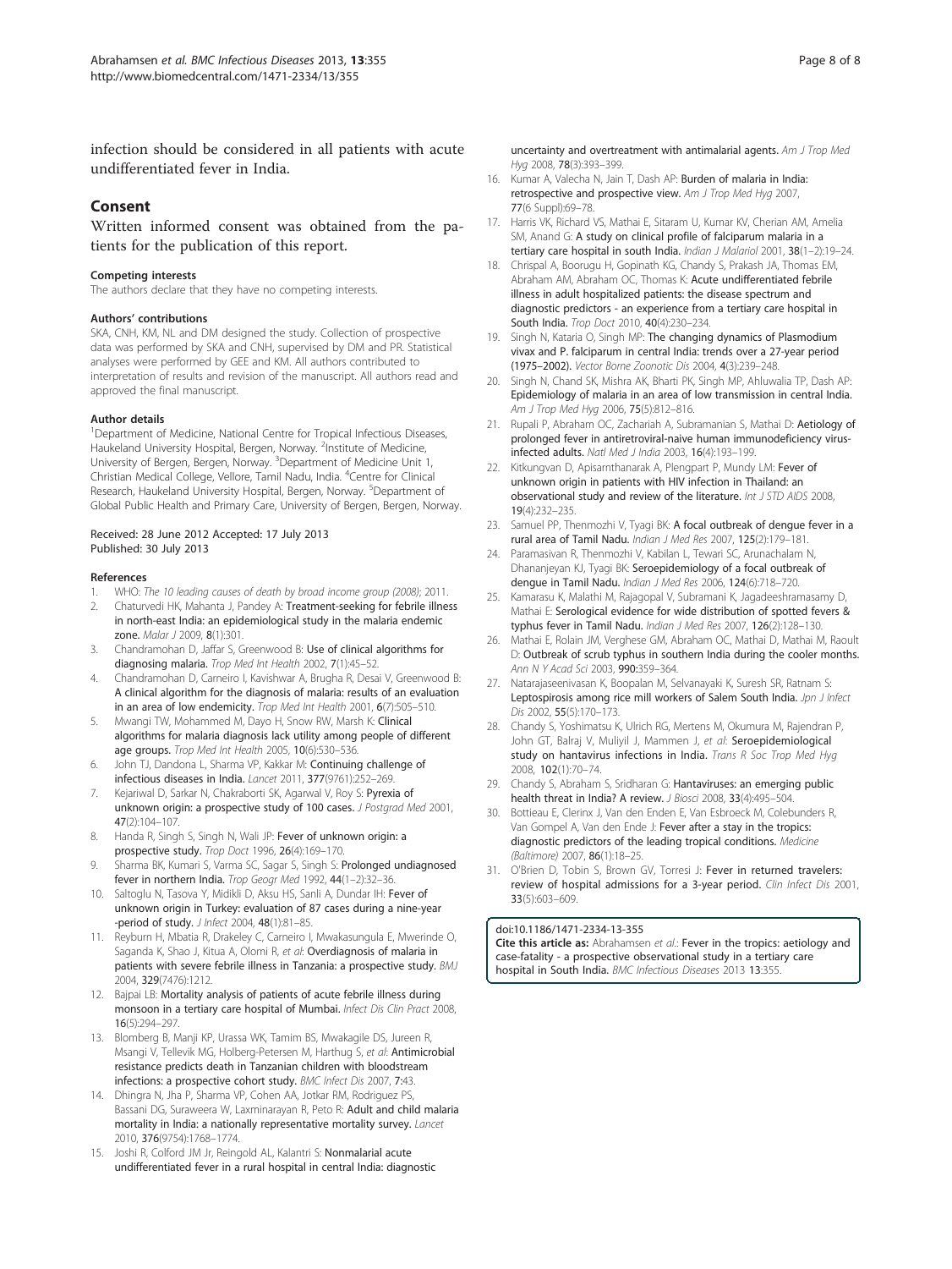infection should be considered in all patients with acute undifferentiated fever in India.

## Consent

Written informed consent was obtained from the patients for the publication of this report.

#### Competing interests

The authors declare that they have no competing interests.

#### Authors' contributions

SKA, CNH, KM, NL and DM designed the study. Collection of prospective data was performed by SKA and CNH, supervised by DM and PR. Statistical analyses were performed by GEE and KM. All authors contributed to interpretation of results and revision of the manuscript. All authors read and approved the final manuscript.

#### Author details

[1]Department of Medicine, National Centre for Tropical Infectious Diseases, Haukeland University Hospital, Bergen, Norway. [2]Institute of Medicine, University of Bergen, Bergen, Norway. [3]Department of Medicine Unit 1, Christian Medical College, Vellore, Tamil Nadu, India. [4]Centre for Clinical Research, Haukeland University Hospital, Bergen, Norway. [5]Department of Global Public Health and Primary Care, University of Bergen, Bergen, Norway.

Received: 28 June 2012 Accepted: 17 July 2013
Published: 30 July 2013

#### References

1. WHO: *The 10 leading causes of death by broad income group (2008)*; 2011.
2. Chaturvedi HK, Mahanta J, Pandey A: **Treatment-seeking for febrile illness in north-east India: an epidemiological study in the malaria endemic zone.** *Malar J* 2009, **8**(1):301.
3. Chandramohan D, Jaffar S, Greenwood B: **Use of clinical algorithms for diagnosing malaria.** *Trop Med Int Health* 2002, **7**(1):45–52.
4. Chandramohan D, Carneiro I, Kavishwar A, Brugha R, Desai V, Greenwood B: **A clinical algorithm for the diagnosis of malaria: results of an evaluation in an area of low endemicity.** *Trop Med Int Health* 2001, **6**(7):505–510.
5. Mwangi TW, Mohammed M, Dayo H, Snow RW, Marsh K: **Clinical algorithms for malaria diagnosis lack utility among people of different age groups.** *Trop Med Int Health* 2005, **10**(6):530–536.
6. John TJ, Dandona L, Sharma VP, Kakkar M: **Continuing challenge of infectious diseases in India.** *Lancet* 2011, **377**(9761):252–269.
7. Kejariwal D, Sarkar N, Chakraborti SK, Agarwal V, Roy S: **Pyrexia of unknown origin: a prospective study of 100 cases.** *J Postgrad Med* 2001, **47**(2):104–107.
8. Handa R, Singh S, Singh N, Wali JP: **Fever of unknown origin: a prospective study.** *Trop Doct* 1996, **26**(4):169–170.
9. Sharma BK, Kumari S, Varma SC, Sagar S, Singh S: **Prolonged undiagnosed fever in northern India.** *Trop Geogr Med* 1992, **44**(1–2):32–36.
10. Saltoglu N, Tasova Y, Midikli D, Aksu HS, Sanli A, Dundar IH: **Fever of unknown origin in Turkey: evaluation of 87 cases during a nine-year -period of study.** *J Infect* 2004, **48**(1):81–85.
11. Reyburn H, Mbatia R, Drakeley C, Carneiro I, Mwakasungula E, Mwerinde O, Saganda K, Shao J, Kitua A, Olomi R, *et al*: **Overdiagnosis of malaria in patients with severe febrile illness in Tanzania: a prospective study.** *BMJ* 2004, **329**(7476):1212.
12. Bajpai LB: **Mortality analysis of patients of acute febrile illness during monsoon in a tertiary care hospital of Mumbai.** *Infect Dis Clin Pract* 2008, **16**(5):294–297.
13. Blomberg B, Manji KP, Urassa WK, Tamim BS, Mwakagile DS, Jureen R, Msangi V, Tellevik MG, Holberg-Petersen M, Harthug S, *et al*: **Antimicrobial resistance predicts death in Tanzanian children with bloodstream infections: a prospective cohort study.** *BMC Infect Dis* 2007, **7**:43.
14. Dhingra N, Jha P, Sharma VP, Cohen AA, Jotkar RM, Rodriguez PS, Bassani DG, Suraweera W, Laxminarayan R, Peto R: **Adult and child malaria mortality in India: a nationally representative mortality survey.** *Lancet* 2010, **376**(9754):1768–1774.
15. Joshi R, Colford JM Jr, Reingold AL, Kalantri S: **Nonmalarial acute undifferentiated fever in a rural hospital in central India: diagnostic uncertainty and overtreatment with antimalarial agents.** *Am J Trop Med Hyg* 2008, **78**(3):393–399.
16. Kumar A, Valecha N, Jain T, Dash AP: **Burden of malaria in India: retrospective and prospective view.** *Am J Trop Med Hyg* 2007, **77**(6 Suppl):69–78.
17. Harris VK, Richard VS, Mathai E, Sitaram U, Kumar KV, Cherian AM, Amelia SM, Anand G: **A study on clinical profile of falciparum malaria in a tertiary care hospital in south India.** *Indian J Malariol* 2001, **38**(1–2):19–24.
18. Chrispal A, Boorugu H, Gopinath KG, Chandy S, Prakash JA, Thomas EM, Abraham AM, Abraham OC, Thomas K: **Acute undifferentiated febrile illness in adult hospitalized patients: the disease spectrum and diagnostic predictors - an experience from a tertiary care hospital in South India.** *Trop Doct* 2010, **40**(4):230–234.
19. Singh N, Kataria O, Singh MP: **The changing dynamics of Plasmodium vivax and P. falciparum in central India: trends over a 27-year period (1975–2002).** *Vector Borne Zoonotic Dis* 2004, **4**(3):239–248.
20. Singh N, Chand SK, Mishra AK, Bharti PK, Singh MP, Ahluwalia TP, Dash AP: **Epidemiology of malaria in an area of low transmission in central India.** *Am J Trop Med Hyg* 2006, **75**(5):812–816.
21. Rupali P, Abraham OC, Zachariah A, Subramanian S, Mathai D: **Aetiology of prolonged fever in antiretroviral-naive human immunodeficiency virus-infected adults.** *Natl Med J India* 2003, **16**(4):193–199.
22. Kitkungvan D, Apisarnthanarak A, Plengpart P, Mundy LM: **Fever of unknown origin in patients with HIV infection in Thailand: an observational study and review of the literature.** *Int J STD AIDS* 2008, **19**(4):232–235.
23. Samuel PP, Thenmozhi V, Tyagi BK: **A focal outbreak of dengue fever in a rural area of Tamil Nadu.** *Indian J Med Res* 2007, **125**(2):179–181.
24. Paramasivan R, Thenmozhi V, Kabilan L, Tewari SC, Arunachalam N, Dhananjeyan KJ, Tyagi BK: **Seroepidemiology of a focal outbreak of dengue in Tamil Nadu.** *Indian J Med Res* 2006, **124**(6):718–720.
25. Kamarasu K, Malathi M, Rajagopal V, Subramani K, Jagadeeshramasamy D, Mathai E: **Serological evidence for wide distribution of spotted fevers & typhus fever in Tamil Nadu.** *Indian J Med Res* 2007, **126**(2):128–130.
26. Mathai E, Rolain JM, Verghese GM, Abraham OC, Mathai D, Mathai M, Raoult D: **Outbreak of scrub typhus in southern India during the cooler months.** *Ann N Y Acad Sci* 2003, **990**:359–364.
27. Natarajaseenivasan K, Boopalan M, Selvanayaki K, Suresh SR, Ratnam S: **Leptospirosis among rice mill workers of Salem South India.** *Jpn J Infect Dis* 2002, **55**(5):170–173.
28. Chandy S, Yoshimatsu K, Ulrich RG, Mertens M, Okumura M, Rajendran P, John GT, Balraj V, Muliyil J, Mammen J, *et al*: **Seroepidemiological study on hantavirus infections in India.** *Trans R Soc Trop Med Hyg* 2008, **102**(1):70–74.
29. Chandy S, Abraham S, Sridharan G: **Hantaviruses: an emerging public health threat in India? A review.** *J Biosci* 2008, **33**(4):495–504.
30. Bottieau E, Clerinx J, Van den Enden E, Van Esbroeck M, Colebunders R, Van Gompel A, Van den Ende J: **Fever after a stay in the tropics: diagnostic predictors of the leading tropical conditions.** *Medicine (Baltimore)* 2007, **86**(1):18–25.
31. O'Brien D, Tobin S, Brown GV, Torresi J: **Fever in returned travelers: review of hospital admissions for a 3-year period.** *Clin Infect Dis* 2001, **33**(5):603–609.

doi:10.1186/1471-2334-13-355

**Cite this article as:** Abrahamsen *et al.*: Fever in the tropics: aetiology and case-fatality - a prospective observational study in a tertiary care hospital in South India. *BMC Infectious Diseases* 2013 **13**:355.